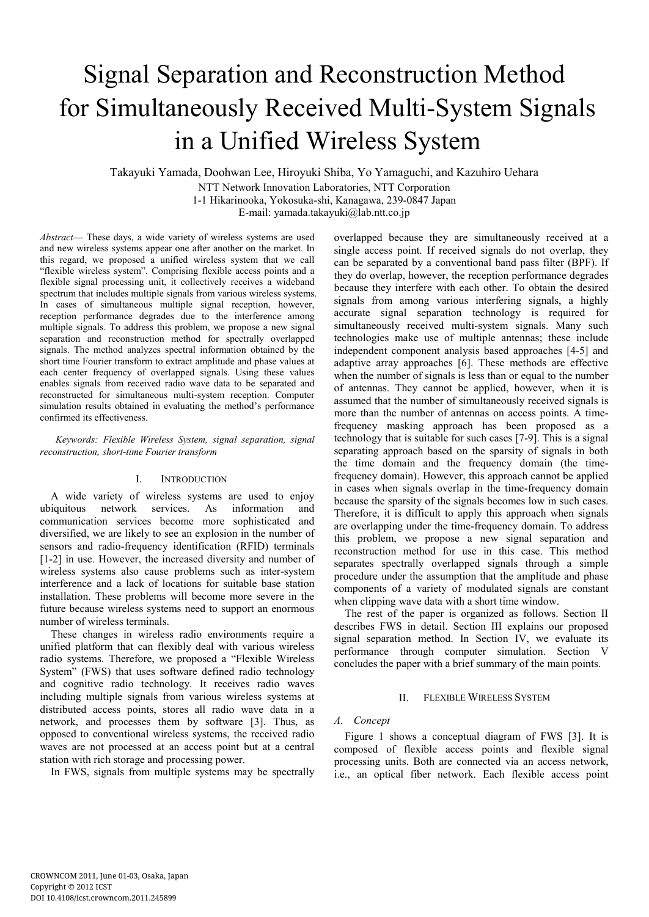# Signal Separation and Reconstruction Method for Simultaneously Received Multi-System Signals in a Unified Wireless System

Takayuki Yamada, Doohwan Lee, Hiroyuki Shiba, Yo Yamaguchi, and Kazuhiro Uehara

NTT Network Innovation Laboratories, NTT Corporation
1-1 Hikarinooka, Yokosuka-shi, Kanagawa, 239-0847 Japan
E-mail: yamada.takayuki@lab.ntt.co.jp

*Abstract*— These days, a wide variety of wireless systems are used and new wireless systems appear one after another on the market. In this regard, we proposed a unified wireless system that we call "flexible wireless system". Comprising flexible access points and a flexible signal processing unit, it collectively receives a wideband spectrum that includes multiple signals from various wireless systems. In cases of simultaneous multiple signal reception, however, reception performance degrades due to the interference among multiple signals. To address this problem, we propose a new signal separation and reconstruction method for spectrally overlapped signals. The method analyzes spectral information obtained by the short time Fourier transform to extract amplitude and phase values at each center frequency of overlapped signals. Using these values enables signals from received radio wave data to be separated and reconstructed for simultaneous multi-system reception. Computer simulation results obtained in evaluating the method's performance confirmed its effectiveness.

*Keywords: Flexible Wireless System, signal separation, signal reconstruction, short-time Fourier transform*

## I. INTRODUCTION

A wide variety of wireless systems are used to enjoy ubiquitous network services. As information and communication services become more sophisticated and diversified, we are likely to see an explosion in the number of sensors and radio-frequency identification (RFID) terminals [1-2] in use. However, the increased diversity and number of wireless systems also cause problems such as inter-system interference and a lack of locations for suitable base station installation. These problems will become more severe in the future because wireless systems need to support an enormous number of wireless terminals.

These changes in wireless radio environments require a unified platform that can flexibly deal with various wireless radio systems. Therefore, we proposed a "Flexible Wireless System" (FWS) that uses software defined radio technology and cognitive radio technology. It receives radio waves including multiple signals from various wireless systems at distributed access points, stores all radio wave data in a network, and processes them by software [3]. Thus, as opposed to conventional wireless systems, the received radio waves are not processed at an access point but at a central station with rich storage and processing power.

In FWS, signals from multiple systems may be spectrally overlapped because they are simultaneously received at a single access point. If received signals do not overlap, they can be separated by a conventional band pass filter (BPF). If they do overlap, however, the reception performance degrades because they interfere with each other. To obtain the desired signals from among various interfering signals, a highly accurate signal separation technology is required for simultaneously received multi-system signals. Many such technologies make use of multiple antennas; these include independent component analysis based approaches [4-5] and adaptive array approaches [6]. These methods are effective when the number of signals is less than or equal to the number of antennas. They cannot be applied, however, when it is assumed that the number of simultaneously received signals is more than the number of antennas on access points. A time-frequency masking approach has been proposed as a technology that is suitable for such cases [7-9]. This is a signal separating approach based on the sparsity of signals in both the time domain and the frequency domain (the time-frequency domain). However, this approach cannot be applied in cases when signals overlap in the time-frequency domain because the sparsity of the signals becomes low in such cases. Therefore, it is difficult to apply this approach when signals are overlapping under the time-frequency domain. To address this problem, we propose a new signal separation and reconstruction method for use in this case. This method separates spectrally overlapped signals through a simple procedure under the assumption that the amplitude and phase components of a variety of modulated signals are constant when clipping wave data with a short time window.

The rest of the paper is organized as follows. Section II describes FWS in detail. Section III explains our proposed signal separation method. In Section IV, we evaluate its performance through computer simulation. Section V concludes the paper with a brief summary of the main points.

## II. FLEXIBLE WIRELESS SYSTEM

### A. Concept

Figure 1 shows a conceptual diagram of FWS [3]. It is composed of flexible access points and flexible signal processing units. Both are connected via an access network, i.e., an optical fiber network. Each flexible access point

CROWNCOM 2011, June 01-03, Osaka, Japan
Copyright © 2012 ICST
DOI 10.4108/icst.crowncom.2011.245899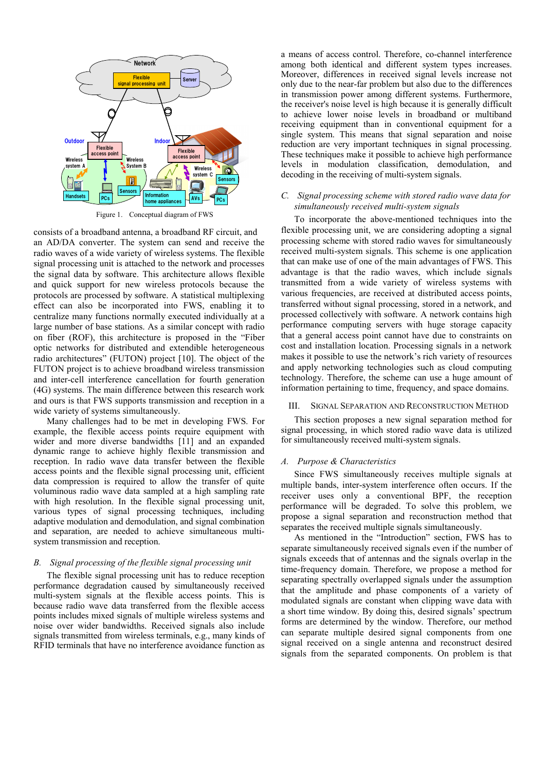Figure 1. Conceptual diagram of FWS

consists of a broadband antenna, a broadband RF circuit, and an AD/DA converter. The system can send and receive the radio waves of a wide variety of wireless systems. The flexible signal processing unit is attached to the network and processes the signal data by software. This architecture allows flexible and quick support for new wireless protocols because the protocols are processed by software. A statistical multiplexing effect can also be incorporated into FWS, enabling it to centralize many functions normally executed individually at a large number of base stations. As a similar concept with radio on fiber (ROF), this architecture is proposed in the "Fiber optic networks for distributed and extendible heterogeneous radio architectures" (FUTON) project [10]. The object of the FUTON project is to achieve broadband wireless transmission and inter-cell interference cancellation for fourth generation (4G) systems. The main difference between this research work and ours is that FWS supports transmission and reception in a wide variety of systems simultaneously.

Many challenges had to be met in developing FWS. For example, the flexible access points require equipment with wider and more diverse bandwidths [11] and an expanded dynamic range to achieve highly flexible transmission and reception. In radio wave data transfer between the flexible access points and the flexible signal processing unit, efficient data compression is required to allow the transfer of quite voluminous radio wave data sampled at a high sampling rate with high resolution. In the flexible signal processing unit, various types of signal processing techniques, including adaptive modulation and demodulation, and signal combination and separation, are needed to achieve simultaneous multi-system transmission and reception.

### *B. Signal processing of the flexible signal processing unit*

The flexible signal processing unit has to reduce reception performance degradation caused by simultaneously received multi-system signals at the flexible access points. This is because radio wave data transferred from the flexible access points includes mixed signals of multiple wireless systems and noise over wider bandwidths. Received signals also include signals transmitted from wireless terminals, e.g., many kinds of RFID terminals that have no interference avoidance function as a means of access control. Therefore, co-channel interference among both identical and different system types increases. Moreover, differences in received signal levels increase not only due to the near-far problem but also due to the differences in transmission power among different systems. Furthermore, the receiver's noise level is high because it is generally difficult to achieve lower noise levels in broadband or multiband receiving equipment than in conventional equipment for a single system. This means that signal separation and noise reduction are very important techniques in signal processing. These techniques make it possible to achieve high performance levels in modulation classification, demodulation, and decoding in the receiving of multi-system signals.

### *C. Signal processing scheme with stored radio wave data for simultaneously received multi-system signals*

To incorporate the above-mentioned techniques into the flexible processing unit, we are considering adopting a signal processing scheme with stored radio waves for simultaneously received multi-system signals. This scheme is one application that can make use of one of the main advantages of FWS. This advantage is that the radio waves, which include signals transmitted from a wide variety of wireless systems with various frequencies, are received at distributed access points, transferred without signal processing, stored in a network, and processed collectively with software. A network contains high performance computing servers with huge storage capacity that a general access point cannot have due to constraints on cost and installation location. Processing signals in a network makes it possible to use the network's rich variety of resources and apply networking technologies such as cloud computing technology. Therefore, the scheme can use a huge amount of information pertaining to time, frequency, and space domains.

## III. Signal Separation and Reconstruction Method

This section proposes a new signal separation method for signal processing, in which stored radio wave data is utilized for simultaneously received multi-system signals.

### *A. Purpose & Characteristics*

Since FWS simultaneously receives multiple signals at multiple bands, inter-system interference often occurs. If the receiver uses only a conventional BPF, the reception performance will be degraded. To solve this problem, we propose a signal separation and reconstruction method that separates the received multiple signals simultaneously.

As mentioned in the "Introduction" section, FWS has to separate simultaneously received signals even if the number of signals exceeds that of antennas and the signals overlap in the time-frequency domain. Therefore, we propose a method for separating spectrally overlapped signals under the assumption that the amplitude and phase components of a variety of modulated signals are constant when clipping wave data with a short time window. By doing this, desired signals' spectrum forms are determined by the window. Therefore, our method can separate multiple desired signal components from one signal received on a single antenna and reconstruct desired signals from the separated components. On problem is that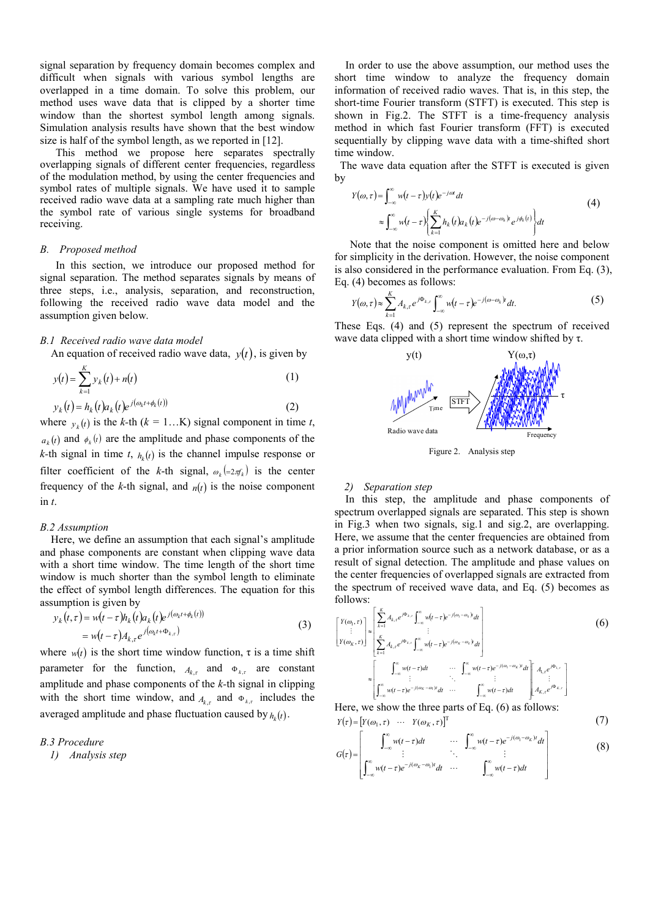signal separation by frequency domain becomes complex and difficult when signals with various symbol lengths are overlapped in a time domain. To solve this problem, our method uses wave data that is clipped by a shorter time window than the shortest symbol length among signals. Simulation analysis results have shown that the best window size is half of the symbol length, as we reported in [12].

This method we propose here separates spectrally overlapping signals of different center frequencies, regardless of the modulation method, by using the center frequencies and symbol rates of multiple signals. We have used it to sample received radio wave data at a sampling rate much higher than the symbol rate of various single systems for broadband receiving.

### B. *Proposed method*

In this section, we introduce our proposed method for signal separation. The method separates signals by means of three steps, i.e., analysis, separation, and reconstruction, following the received radio wave data model and the assumption given below.

#### *B.1 Received radio wave data model*

An equation of received radio wave data, $y(t)$, is given by

$$y(t) = \sum_{k=1}^{K} y_k(t) + n(t) \tag{1}$$

$$y_k(t) = h_k(t) a_k(t) e^{j(\omega_k t + \phi_k(t))} \tag{2}$$

where $y_k(t)$ is the $k$-th ($k$ = 1…K) signal component in time $t$, $a_k(t)$ and $\phi_k(t)$ are the amplitude and phase components of the $k$-th signal in time $t$, $h_k(t)$ is the channel impulse response or filter coefficient of the $k$-th signal, $\omega_k (=2\pi f_k)$ is the center frequency of the $k$-th signal, and $n(t)$ is the noise component in $t$.

#### *B.2 Assumption*

Here, we define an assumption that each signal's amplitude and phase components are constant when clipping wave data with a short time window. The time length of the short time window is much shorter than the symbol length to eliminate the effect of symbol length differences. The equation for this assumption is given by

$$\begin{aligned} y_k(t,\tau) &= w(t-\tau) h_k(t) a_k(t) e^{j(\omega_k t + \phi_k(t))} \\ &= w(t-\tau) A_{k,\tau} e^{j(\omega_k t + \Phi_{k,\tau})} \end{aligned} \tag{3}$$

where $w(t)$ is the short time window function, τ is a time shift parameter for the function, $A_{k,\tau}$ and $\Phi_{k,\tau}$ are constant amplitude and phase components of the $k$-th signal in clipping with the short time window, and $A_{k,\tau}$ and $\Phi_{k,\tau}$ includes the averaged amplitude and phase fluctuation caused by $h_k(t)$.

#### *B.3 Procedure*

*1) Analysis step*

In order to use the above assumption, our method uses the short time window to analyze the frequency domain information of received radio waves. That is, in this step, the short-time Fourier transform (STFT) is executed. This step is shown in Fig.2. The STFT is a time-frequency analysis method in which fast Fourier transform (FFT) is executed sequentially by clipping wave data with a time-shifted short time window.

The wave data equation after the STFT is executed is given by

$$\begin{aligned} Y(\omega,\tau) &= \int_{-\infty}^{\infty} w(t-\tau) y(t) e^{-j\omega t} dt \\ &\approx \int_{-\infty}^{\infty} w(t-\tau) \left\{ \sum_{k=1}^{K} h_k(t) a_k(t) e^{-j(\omega-\omega_k)t} e^{j\phi_k(t)} \right\} dt \end{aligned} \tag{4}$$

Note that the noise component is omitted here and below for simplicity in the derivation. However, the noise component is also considered in the performance evaluation. From Eq. (3), Eq. (4) becomes as follows:

$$Y(\omega,\tau) \approx \sum_{k=1}^{K} A_{k,\tau} e^{j\Phi_{k,\tau}} \int_{-\infty}^{\infty} w(t-\tau) e^{-j(\omega-\omega_k)t} dt. \tag{5}$$

These Eqs. (4) and (5) represent the spectrum of received wave data clipped with a short time window shifted by τ.

Figure 2. Analysis step

*2) Separation step*

In this step, the amplitude and phase components of spectrum overlapped signals are separated. This step is shown in Fig.3 when two signals, sig.1 and sig.2, are overlapping. Here, we assume that the center frequencies are obtained from a prior information source such as a network database, or as a result of signal detection. The amplitude and phase values on the center frequencies of overlapped signals are extracted from the spectrum of received wave data, and Eq. (5) becomes as follows:

$$\begin{aligned} \begin{bmatrix} Y(\omega_1,\tau) \\ \vdots \\ Y(\omega_K,\tau) \end{bmatrix} &\approx \begin{bmatrix} \sum_{k=1}^{K} A_{k,\tau} e^{j\Phi_{k,\tau}} \int_{-\infty}^{\infty} w(t-\tau) e^{-j(\omega_1-\omega_k)t} dt \\ \vdots \\ \sum_{k=1}^{K} A_{k,\tau} e^{j\Phi_{k,\tau}} \int_{-\infty}^{\infty} w(t-\tau) e^{-j(\omega_K-\omega_k)t} dt \end{bmatrix} \\ &\approx \begin{bmatrix} \int_{-\infty}^{\infty} w(t-\tau) dt & \cdots & \int_{-\infty}^{\infty} w(t-\tau) e^{-j(\omega_1-\omega_K)t} dt \\ \vdots & \ddots & \vdots \\ \int_{-\infty}^{\infty} w(t-\tau) e^{-j(\omega_K-\omega_1)t} dt & \cdots & \int_{-\infty}^{\infty} w(t-\tau) dt \end{bmatrix} \begin{bmatrix} A_{1,\tau} e^{j\Phi_{1,\tau}} \\ \vdots \\ A_{K,\tau} e^{j\Phi_{K,\tau}} \end{bmatrix} \end{aligned} \tag{6}$$

Here, we show the three parts of Eq. (6) as follows:

$$Y(\tau) = \begin{bmatrix} Y(\omega_1,\tau) & \cdots & Y(\omega_K,\tau) \end{bmatrix}^{\mathrm{T}} \tag{7}$$

$$G(\tau) = \begin{bmatrix} \int_{-\infty}^{\infty} w(t-\tau) dt & \cdots & \int_{-\infty}^{\infty} w(t-\tau) e^{-j(\omega_1-\omega_K)t} dt \\ \vdots & \ddots & \vdots \\ \int_{-\infty}^{\infty} w(t-\tau) e^{-j(\omega_K-\omega_1)t} dt & \cdots & \int_{-\infty}^{\infty} w(t-\tau) dt \end{bmatrix} \tag{8}$$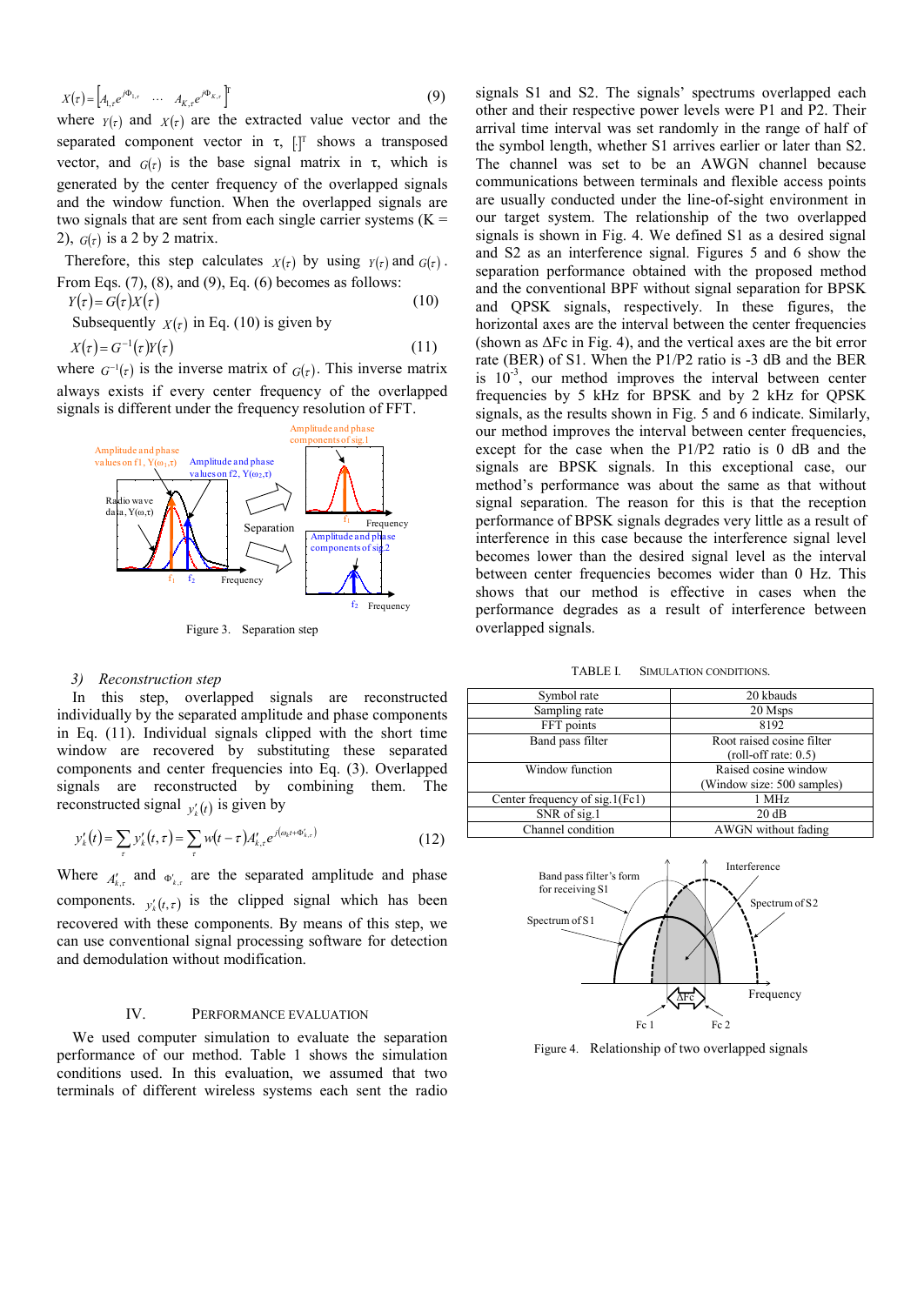$$X(\tau) = \left[A_{1,\tau}e^{j\Phi_{1,\tau}} \quad \cdots \quad A_{K,\tau}e^{j\Phi_{K,\tau}}\right]^{\mathrm{T}} \tag{9}$$

where $Y(\tau)$ and $X(\tau)$ are the extracted value vector and the separated component vector in τ, $[\,]^{\mathrm{T}}$ shows a transposed vector, and $G(\tau)$ is the base signal matrix in τ, which is generated by the center frequency of the overlapped signals and the window function. When the overlapped signals are two signals that are sent from each single carrier systems (K = 2), $G(\tau)$ is a 2 by 2 matrix.

Therefore, this step calculates $X(\tau)$ by using $Y(\tau)$ and $G(\tau)$. From Eqs. (7), (8), and (9), Eq. (6) becomes as follows:

$$Y(\tau) = G(\tau)X(\tau) \tag{10}$$

Subsequently $X(\tau)$ in Eq. (10) is given by

$$X(\tau) = G^{-1}(\tau)Y(\tau) \tag{11}$$

where $G^{-1}(\tau)$ is the inverse matrix of $G(\tau)$. This inverse matrix always exists if every center frequency of the overlapped signals is different under the frequency resolution of FFT.

Figure 3. Separation step

*3) Reconstruction step*

In this step, overlapped signals are reconstructed individually by the separated amplitude and phase components in Eq. (11). Individual signals clipped with the short time window are recovered by substituting these separated components and center frequencies into Eq. (3). Overlapped signals are reconstructed by combining them. The reconstructed signal $y'_k(t)$ is given by

$$y'_k(t) = \sum_{\tau} y'_k(t,\tau) = \sum_{\tau} w(t-\tau)A'_{k,\tau}e^{j(\omega_k t + \Phi'_{k,\tau})} \tag{12}$$

Where $A'_{k,\tau}$ and $\Phi'_{k,\tau}$ are the separated amplitude and phase components. $y'_k(t,\tau)$ is the clipped signal which has been recovered with these components. By means of this step, we can use conventional signal processing software for detection and demodulation without modification.

## IV. PERFORMANCE EVALUATION

We used computer simulation to evaluate the separation performance of our method. Table 1 shows the simulation conditions used. In this evaluation, we assumed two terminals of different wireless systems each sent the radio signals S1 and S2. The signals' spectrums overlapped each other and their respective power levels were P1 and P2. Their arrival time interval was set randomly in the range of half of the symbol length, whether S1 arrives earlier or later than S2. The channel was set to be an AWGN channel because communications between terminals and flexible access points are usually conducted under the line-of-sight environment in our target system. The relationship of the two overlapped signals is shown in Fig. 4. We defined S1 as a desired signal and S2 as an interference signal. Figures 5 and 6 show the separation performance obtained with the proposed method and the conventional BPF without signal separation for BPSK and QPSK signals, respectively. In these figures, the horizontal axes are the interval between the center frequencies (shown as ΔFc in Fig. 4), and the vertical axes are the bit error rate (BER) of S1. When the P1/P2 ratio is -3 dB and the BER is $10^{-3}$, our method improves the interval between center frequencies by 5 kHz for BPSK and by 2 kHz for QPSK signals, as the results shown in Fig. 5 and 6 indicate. Similarly, our method improves the interval between center frequencies, except for the case when the P1/P2 ratio is 0 dB and the signals are BPSK signals. In this exceptional case, our method's performance was about the same as that without signal separation. The reason for this is that the reception performance of BPSK signals degrades very little as a result of interference in this case because the interference signal level becomes lower than the desired signal level as the interval between center frequencies becomes wider than 0 Hz. This shows that our method is effective in cases when the performance degrades as a result of interference between overlapped signals.

TABLE I. SIMULATION CONDITIONS.

| | |
|---|---|
| Symbol rate | 20 kbauds |
| Sampling rate | 20 Msps |
| FFT points | 8192 |
| Band pass filter | Root raised cosine filter (roll-off rate: 0.5) |
| Window function | Raised cosine window (Window size: 500 samples) |
| Center frequency of sig.1(Fc1) | 1 MHz |
| SNR of sig.1 | 20 dB |
| Channel condition | AWGN without fading |

Figure 4. Relationship of two overlapped signals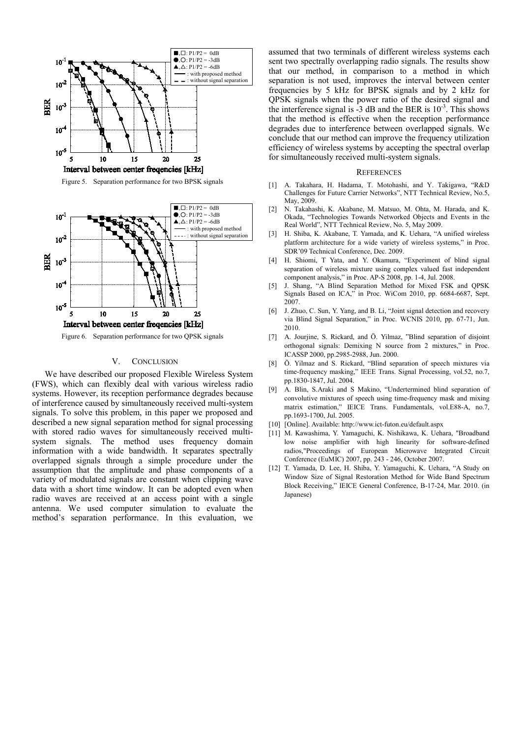■,□: P1/P2 = 0dB
●,○: P1/P2 = -3dB
▲,△: P1/P2 = -6dB
—— : with proposed method
– – : without signal separation

BER

$10^{-1}$
$10^{-2}$
$10^{-3}$
$10^{-4}$
$10^{-5}$

5 10 15 20 25

Interval between center freqencies [kHz]

Figure 5. Separation performance for two BPSK signals

■,□: P1/P2 = 0dB
●,○: P1/P2 = -3dB
▲,△: P1/P2 = -6dB
—— : with proposed method
- - - - : without signal separation

BER

$10^{-1}$
$10^{-2}$
$10^{-3}$
$10^{-4}$
$10^{-5}$

5 10 15 20 25

Interval between center freqencies [kHz]

Figure 6. Separation performance for two QPSK signals

## V. CONCLUSION

We have described our proposed Flexible Wireless System (FWS), which can flexibly deal with various wireless radio systems. However, its reception performance degrades because of interference caused by simultaneously received multi-system signals. To solve this problem, in this paper we proposed and described a new signal separation method for signal processing with stored radio waves for simultaneously received multi-system signals. The method uses frequency domain information with a wide bandwidth. It separates spectrally overlapped signals through a simple procedure under the assumption that the amplitude and phase components of a variety of modulated signals are constant when clipping wave data with a short time window. It can be adopted even when radio waves are received at an access point with a single antenna. We used computer simulation to evaluate the method's separation performance. In this evaluation, we assumed that two terminals of different wireless systems each sent two spectrally overlapping radio signals. The results show that our method, in comparison to a method in which separation is not used, improves the interval between center frequencies by 5 kHz for BPSK signals and by 2 kHz for QPSK signals when the power ratio of the desired signal and the interference signal is -3 dB and the BER is $10^{-3}$. This shows that the method is effective when the reception performance degrades due to interference between overlapped signals. We conclude that our method can improve the frequency utilization efficiency of wireless systems by accepting the spectral overlap for simultaneously received multi-system signals.

## REFERENCES

[1] A. Takahara, H. Hadama, T. Motohashi, and Y. Takigawa, "R&D Challenges for Future Carrier Networks", NTT Technical Review, No.5, May, 2009.

[2] N. Takahashi, K. Akabane, M. Matsuo, M. Ohta, M. Harada, and K. Okada, "Technologies Towards Networked Objects and Events in the Real World", NTT Technical Review, No. 5, May 2009.

[3] H. Shiba, K. Akabane, T. Yamada, and K. Uehara, "A unified wireless platform architecture for a wide variety of wireless systems," in Proc. SDR'09 Technical Conference, Dec. 2009.

[4] H. Shiomi, T Yata, and Y. Okamura, "Experiment of blind signal separation of wireless mixture using complex valued fast independent component analysis," in Proc. AP-S 2008, pp. 1-4, Jul. 2008.

[5] J. Shang, "A Blind Separation Method for Mixed FSK and QPSK Signals Based on ICA," in Proc. WiCom 2010, pp. 6684-6687, Sept. 2007.

[6] J. Zhuo, C. Sun, Y. Yang, and B. Li, "Joint signal detection and recovery via Blind Signal Separation," in Proc. WCNIS 2010, pp. 67-71, Jun. 2010.

[7] A. Jourjine, S. Rickard, and Ö. Yilmaz, "Blind separation of disjoint orthogonal signals: Demixing N source from 2 mixtures," in Proc. ICASSP 2000, pp.2985-2988, Jun. 2000.

[8] Ö. Yilmaz and S. Rickard, "Blind separation of speech mixtures via time-frequency masking," IEEE Trans. Signal Processing, vol.52, no.7, pp.1830-1847, Jul. 2004.

[9] A. Blin, S.Araki and S Makino, "Undertermined blind separation of convolutive mixtures of speech using time-frequency mask and mixing matrix estimation," IEICE Trans. Fundamentals, vol.E88-A, no.7, pp.1693-1700, Jul. 2005.

[10] [Online]. Available: http://www.ict-futon.eu/default.aspx

[11] M. Kawashima, Y. Yamaguchi, K. Nishikawa, K. Uehara, "Broadband low noise amplifier with high linearity for software-defined radios,"Proceedings of European Microwave Integrated Circuit Conference (EuMIC) 2007, pp. 243 - 246, October 2007.

[12] T. Yamada, D. Lee, H. Shiba, Y. Yamaguchi, K. Uehara, "A Study on Window Size of Signal Restoration Method for Wide Band Spectrum Block Receiving," IEICE General Conference, B-17-24, Mar. 2010. (in Japanese)